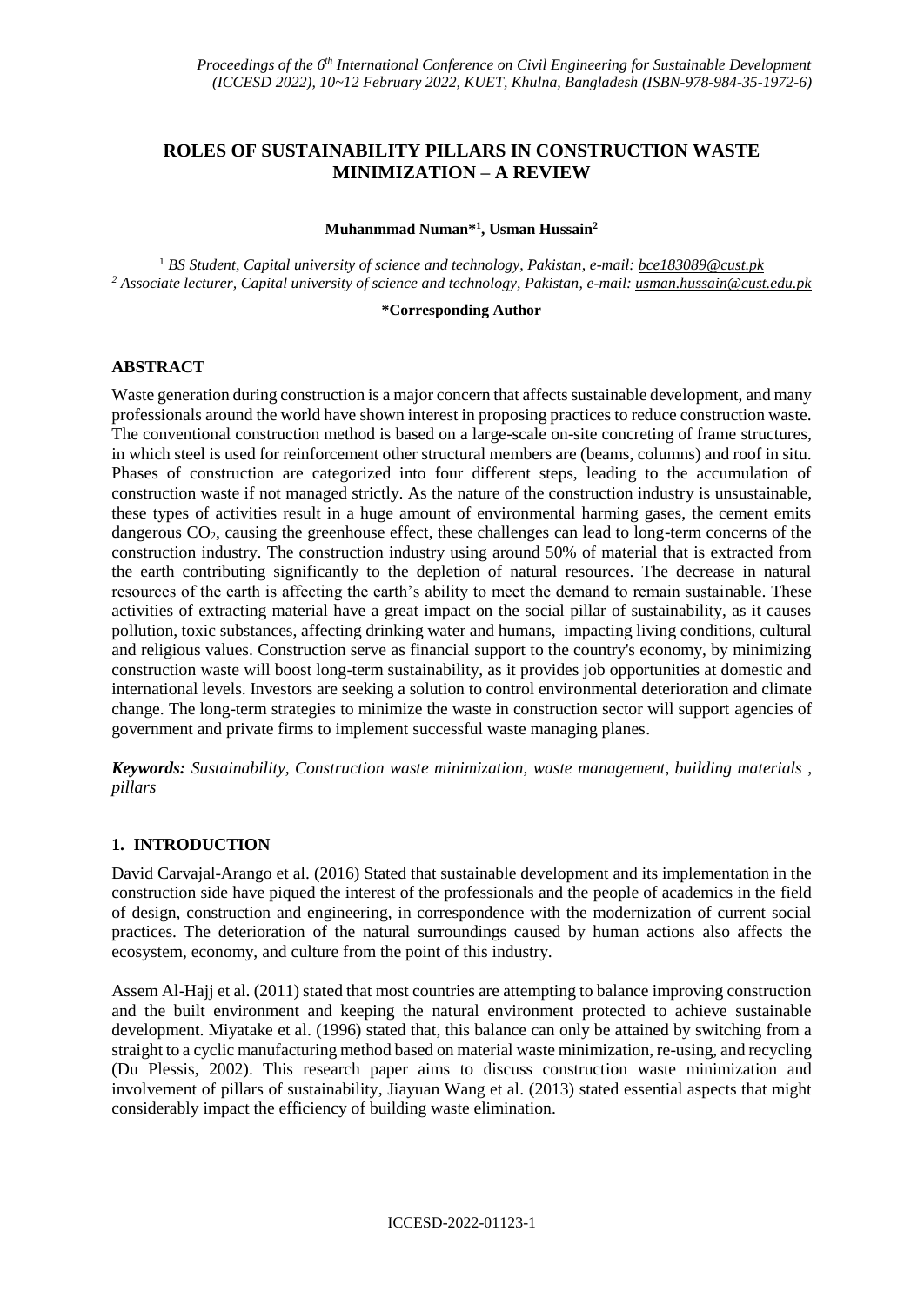# ROLES OF SUSTAINABILITY PILLARS IN CONSTRUCTION WASTE MINIMIZATION – A REVIEW

**Muhanmmad Numan*[1], Usman Hussain[2]**

[1] *BS Student, Capital university of science and technology, Pakistan, e-mail: bce183089@cust.pk*
[2] *Associate lecturer, Capital university of science and technology, Pakistan, e-mail: usman.hussain@cust.edu.pk*

**\*Corresponding Author**

## ABSTRACT

Waste generation during construction is a major concern that affects sustainable development, and many professionals around the world have shown interest in proposing practices to reduce construction waste. The conventional construction method is based on a large-scale on-site concreting of frame structures, in which steel is used for reinforcement other structural members are (beams, columns) and roof in situ. Phases of construction are categorized into four different steps, leading to the accumulation of construction waste if not managed strictly. As the nature of the construction industry is unsustainable, these types of activities result in a huge amount of environmental harming gases, the cement emits dangerous $CO_2$, causing the greenhouse effect, these challenges can lead to long-term concerns of the construction industry. The construction industry using around 50% of material that is extracted from the earth contributing significantly to the depletion of natural resources. The decrease in natural resources of the earth is affecting the earth's ability to meet the demand to remain sustainable. These activities of extracting material have a great impact on the social pillar of sustainability, as it causes pollution, toxic substances, affecting drinking water and humans, impacting living conditions, cultural and religious values. Construction serve as financial support to the country's economy, by minimizing construction waste will boost long-term sustainability, as it provides job opportunities at domestic and international levels. Investors are seeking a solution to control environmental deterioration and climate change. The long-term strategies to minimize the waste in construction sector will support agencies of government and private firms to implement successful waste managing planes.

***Keywords:*** *Sustainability, Construction waste minimization, waste management, building materials , pillars*

## 1. INTRODUCTION

David Carvajal-Arango et al. (2016) Stated that sustainable development and its implementation in the construction side have piqued the interest of the professionals and the people of academics in the field of design, construction and engineering, in correspondence with the modernization of current social practices. The deterioration of the natural surroundings caused by human actions also affects the ecosystem, economy, and culture from the point of this industry.

Assem Al-Hajj et al. (2011) stated that most countries are attempting to balance improving construction and the built environment and keeping the natural environment protected to achieve sustainable development. Miyatake et al. (1996) stated that, this balance can only be attained by switching from a straight to a cyclic manufacturing method based on material waste minimization, re-using, and recycling (Du Plessis, 2002). This research paper aims to discuss construction waste minimization and involvement of pillars of sustainability, Jiayuan Wang et al. (2013) stated essential aspects that might considerably impact the efficiency of building waste elimination.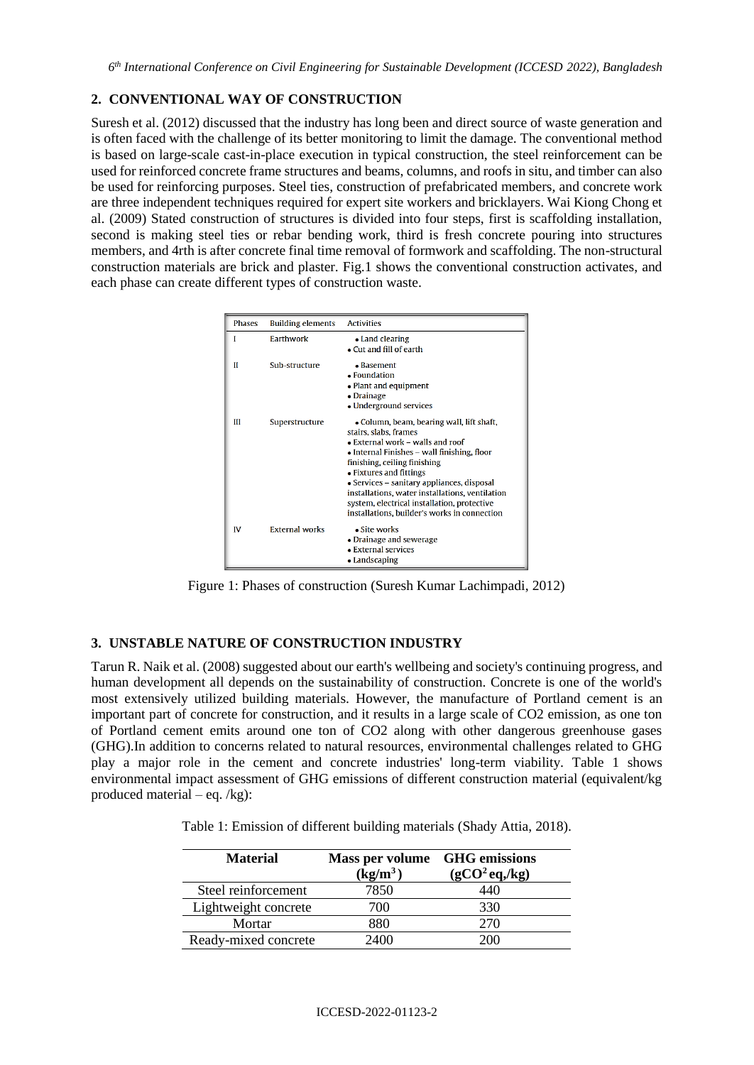## 2. CONVENTIONAL WAY OF CONSTRUCTION

Suresh et al. (2012) discussed that the industry has long been and direct source of waste generation and is often faced with the challenge of its better monitoring to limit the damage. The conventional method is based on large-scale cast-in-place execution in typical construction, the steel reinforcement can be used for reinforced concrete frame structures and beams, columns, and roofs in situ, and timber can also be used for reinforcing purposes. Steel ties, construction of prefabricated members, and concrete work are three independent techniques required for expert site workers and bricklayers. Wai Kiong Chong et al. (2009) Stated construction of structures is divided into four steps, first is scaffolding installation, second is making steel ties or rebar bending work, third is fresh concrete pouring into structures members, and 4rth is after concrete final time removal of formwork and scaffolding. The non-structural construction materials are brick and plaster. Fig.1 shows the conventional construction activates, and each phase can create different types of construction waste.

| Phases | Building elements | Activities |
|---|---|---|
| I | Earthwork | • Land clearing<br>• Cut and fill of earth |
| II | Sub-structure | • Basement<br>• Foundation<br>• Plant and equipment<br>• Drainage<br>• Underground services |
| III | Superstructure | • Column, beam, bearing wall, lift shaft, stairs, slabs, frames<br>• External work – walls and roof<br>• Internal Finishes – wall finishing, floor finishing, ceiling finishing<br>• Fixtures and fittings<br>• Services – sanitary appliances, disposal installations, water installations, ventilation system, electrical installation, protective installations, builder's works in connection |
| IV | External works | • Site works<br>• Drainage and sewerage<br>• External services<br>• Landscaping |

Figure 1: Phases of construction (Suresh Kumar Lachimpadi, 2012)

## 3. UNSTABLE NATURE OF CONSTRUCTION INDUSTRY

Tarun R. Naik et al. (2008) suggested about our earth's wellbeing and society's continuing progress, and human development all depends on the sustainability of construction. Concrete is one of the world's most extensively utilized building materials. However, the manufacture of Portland cement is an important part of concrete for construction, and it results in a large scale of CO2 emission, as one ton of Portland cement emits around one ton of CO2 along with other dangerous greenhouse gases (GHG).In addition to concerns related to natural resources, environmental challenges related to GHG play a major role in the cement and concrete industries' long-term viability. Table 1 shows environmental impact assessment of GHG emissions of different construction material (equivalent/kg produced material – eq. /kg):

Table 1: Emission of different building materials (Shady Attia, 2018).

| Material | Mass per volume ($kg/m^3$) | GHG emissions ($gCO^2$ eq,/kg) |
|---|---|---|
| Steel reinforcement | 7850 | 440 |
| Lightweight concrete | 700 | 330 |
| Mortar | 880 | 270 |
| Ready-mixed concrete | 2400 | 200 |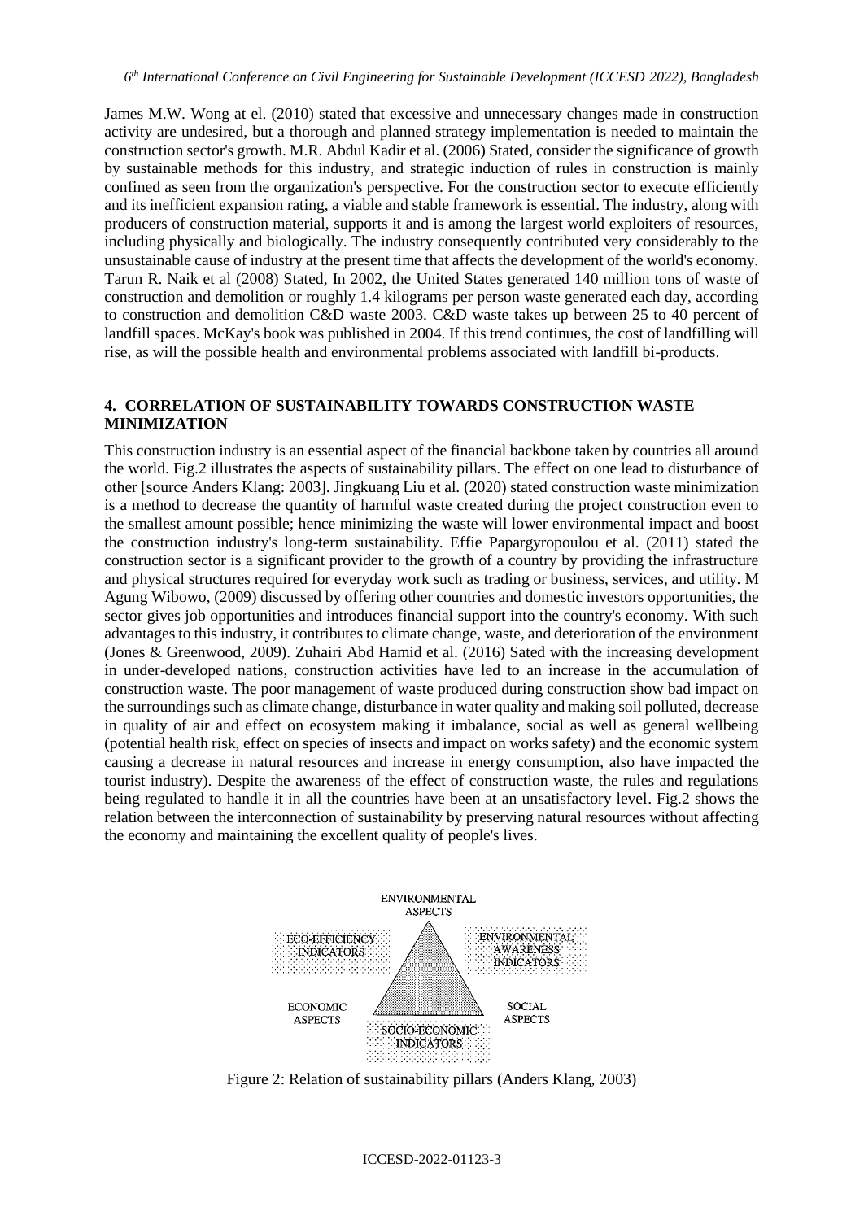James M.W. Wong at el. (2010) stated that excessive and unnecessary changes made in construction activity are undesired, but a thorough and planned strategy implementation is needed to maintain the construction sector's growth. M.R. Abdul Kadir et al. (2006) Stated, consider the significance of growth by sustainable methods for this industry, and strategic induction of rules in construction is mainly confined as seen from the organization's perspective. For the construction sector to execute efficiently and its inefficient expansion rating, a viable and stable framework is essential. The industry, along with producers of construction material, supports it and is among the largest world exploiters of resources, including physically and biologically. The industry consequently contributed very considerably to the unsustainable cause of industry at the present time that affects the development of the world's economy. Tarun R. Naik et al (2008) Stated, In 2002, the United States generated 140 million tons of waste of construction and demolition or roughly 1.4 kilograms per person waste generated each day, according to construction and demolition C&D waste 2003. C&D waste takes up between 25 to 40 percent of landfill spaces. McKay's book was published in 2004. If this trend continues, the cost of landfilling will rise, as will the possible health and environmental problems associated with landfill bi-products.

## 4. CORRELATION OF SUSTAINABILITY TOWARDS CONSTRUCTION WASTE MINIMIZATION

This construction industry is an essential aspect of the financial backbone taken by countries all around the world. Fig.2 illustrates the aspects of sustainability pillars. The effect on one lead to disturbance of other [source Anders Klang: 2003]. Jingkuang Liu et al. (2020) stated construction waste minimization is a method to decrease the quantity of harmful waste created during the project construction even to the smallest amount possible; hence minimizing the waste will lower environmental impact and boost the construction industry's long-term sustainability. Effie Papargyropoulou et al. (2011) stated the construction sector is a significant provider to the growth of a country by providing the infrastructure and physical structures required for everyday work such as trading or business, services, and utility. M Agung Wibowo, (2009) discussed by offering other countries and domestic investors opportunities, the sector gives job opportunities and introduces financial support into the country's economy. With such advantages to this industry, it contributes to climate change, waste, and deterioration of the environment (Jones & Greenwood, 2009). Zuhairi Abd Hamid et al. (2016) Sated with the increasing development in under-developed nations, construction activities have led to an increase in the accumulation of construction waste. The poor management of waste produced during construction show bad impact on the surroundings such as climate change, disturbance in water quality and making soil polluted, decrease in quality of air and effect on ecosystem making it imbalance, social as well as general wellbeing (potential health risk, effect on species of insects and impact on works safety) and the economic system causing a decrease in natural resources and increase in energy consumption, also have impacted the tourist industry). Despite the awareness of the effect of construction waste, the rules and regulations being regulated to handle it in all the countries have been at an unsatisfactory level. Fig.2 shows the relation between the interconnection of sustainability by preserving natural resources without affecting the economy and maintaining the excellent quality of people's lives.

ENVIRONMENTAL ASPECTS

ECO-EFFICIENCY INDICATORS

ENVIRONMENTAL AWARENESS INDICATORS

ECONOMIC ASPECTS

SOCIAL ASPECTS

SOCIO-ECONOMIC INDICATORS

Figure 2: Relation of sustainability pillars (Anders Klang, 2003)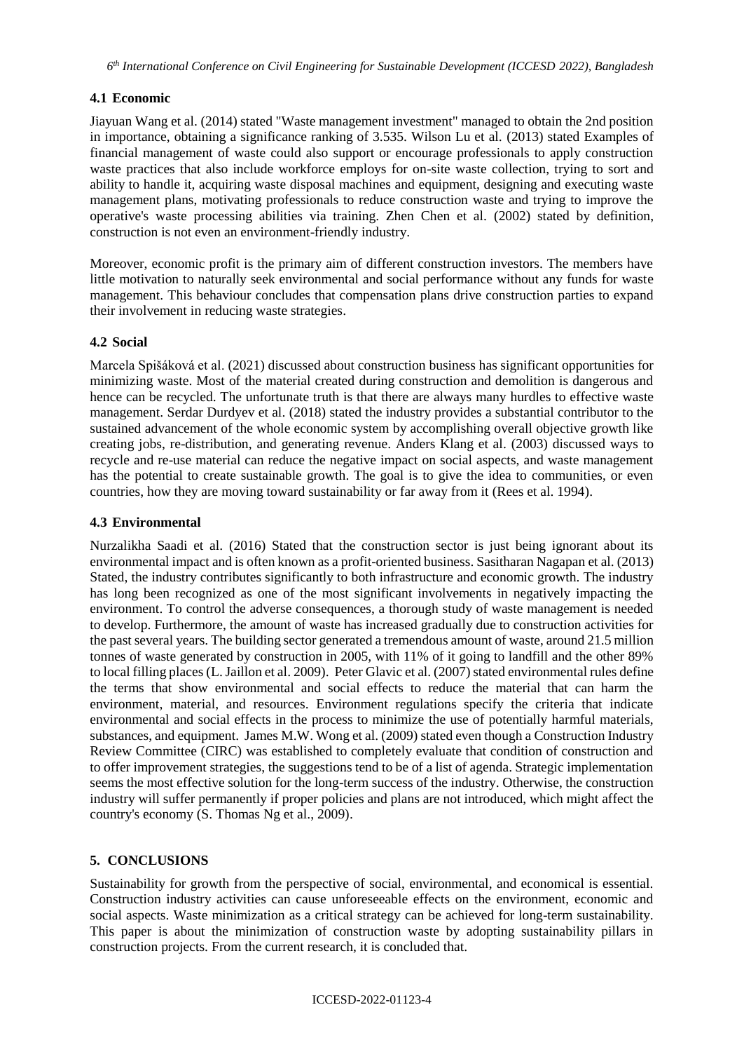### 4.1 Economic

Jiayuan Wang et al. (2014) stated "Waste management investment" managed to obtain the 2nd position in importance, obtaining a significance ranking of 3.535. Wilson Lu et al. (2013) stated Examples of financial management of waste could also support or encourage professionals to apply construction waste practices that also include workforce employs for on-site waste collection, trying to sort and ability to handle it, acquiring waste disposal machines and equipment, designing and executing waste management plans, motivating professionals to reduce construction waste and trying to improve the operative's waste processing abilities via training. Zhen Chen et al. (2002) stated by definition, construction is not even an environment-friendly industry.

Moreover, economic profit is the primary aim of different construction investors. The members have little motivation to naturally seek environmental and social performance without any funds for waste management. This behaviour concludes that compensation plans drive construction parties to expand their involvement in reducing waste strategies.

### 4.2 Social

Marcela Spišáková et al. (2021) discussed about construction business has significant opportunities for minimizing waste. Most of the material created during construction and demolition is dangerous and hence can be recycled. The unfortunate truth is that there are always many hurdles to effective waste management. Serdar Durdyev et al. (2018) stated the industry provides a substantial contributor to the sustained advancement of the whole economic system by accomplishing overall objective growth like creating jobs, re-distribution, and generating revenue. Anders Klang et al. (2003) discussed ways to recycle and re-use material can reduce the negative impact on social aspects, and waste management has the potential to create sustainable growth. The goal is to give the idea to communities, or even countries, how they are moving toward sustainability or far away from it (Rees et al. 1994).

### 4.3 Environmental

Nurzalikha Saadi et al. (2016) Stated that the construction sector is just being ignorant about its environmental impact and is often known as a profit-oriented business. Sasitharan Nagapan et al. (2013) Stated, the industry contributes significantly to both infrastructure and economic growth. The industry has long been recognized as one of the most significant involvements in negatively impacting the environment. To control the adverse consequences, a thorough study of waste management is needed to develop. Furthermore, the amount of waste has increased gradually due to construction activities for the past several years. The building sector generated a tremendous amount of waste, around 21.5 million tonnes of waste generated by construction in 2005, with 11% of it going to landfill and the other 89% to local filling places (L. Jaillon et al. 2009). Peter Glavic et al. (2007) stated environmental rules define the terms that show environmental and social effects to reduce the material that can harm the environment, material, and resources. Environment regulations specify the criteria that indicate environmental and social effects in the process to minimize the use of potentially harmful materials, substances, and equipment. James M.W. Wong et al. (2009) stated even though a Construction Industry Review Committee (CIRC) was established to completely evaluate that condition of construction and to offer improvement strategies, the suggestions tend to be of a list of agenda. Strategic implementation seems the most effective solution for the long-term success of the industry. Otherwise, the construction industry will suffer permanently if proper policies and plans are not introduced, which might affect the country's economy (S. Thomas Ng et al., 2009).

## 5. CONCLUSIONS

Sustainability for growth from the perspective of social, environmental, and economical is essential. Construction industry activities can cause unforeseeable effects on the environment, economic and social aspects. Waste minimization as a critical strategy can be achieved for long-term sustainability. This paper is about the minimization of construction waste by adopting sustainability pillars in construction projects. From the current research, it is concluded that.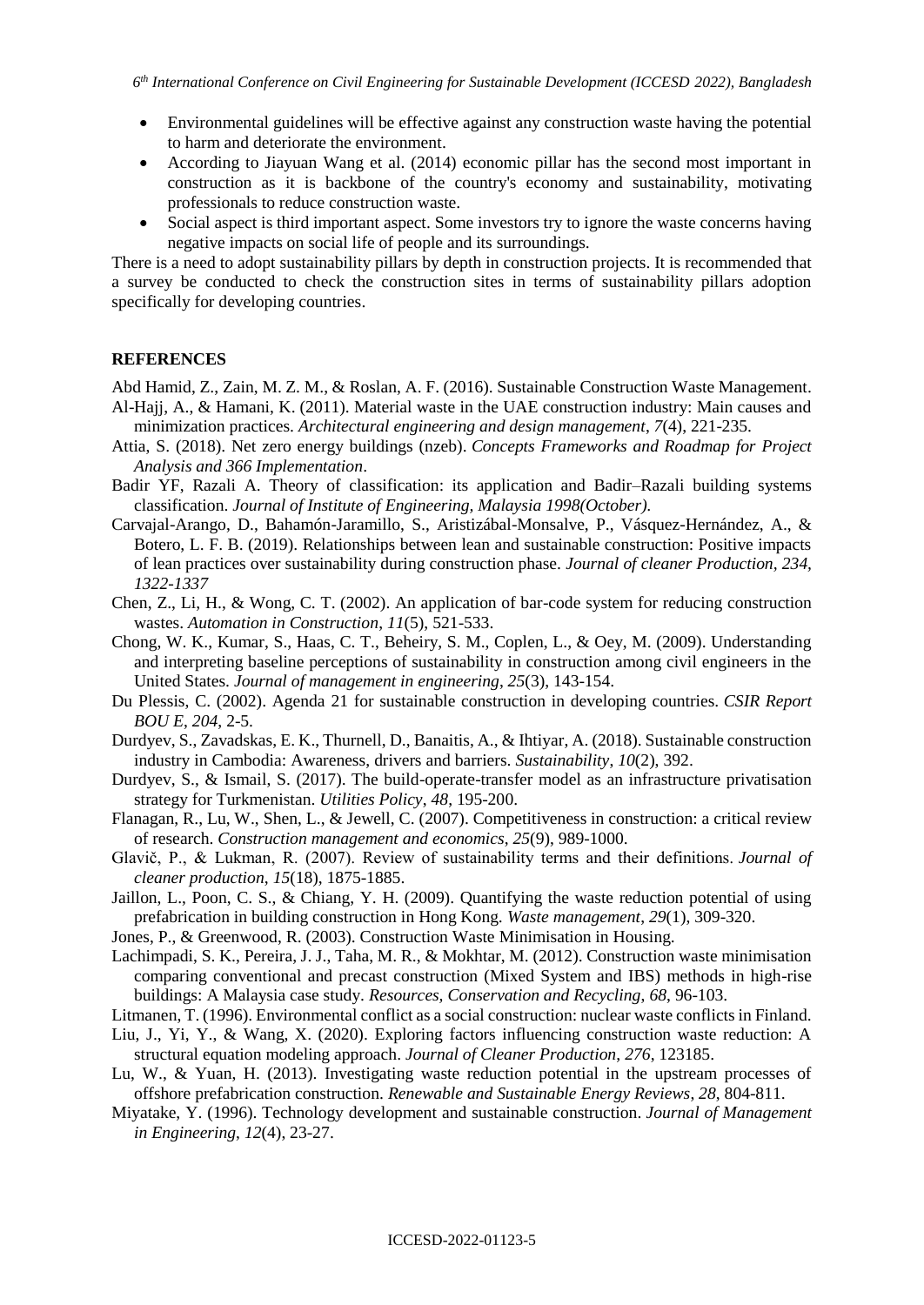- Environmental guidelines will be effective against any construction waste having the potential to harm and deteriorate the environment.
- According to Jiayuan Wang et al. (2014) economic pillar has the second most important in construction as it is backbone of the country's economy and sustainability, motivating professionals to reduce construction waste.
- Social aspect is third important aspect. Some investors try to ignore the waste concerns having negative impacts on social life of people and its surroundings.

There is a need to adopt sustainability pillars by depth in construction projects. It is recommended that a survey be conducted to check the construction sites in terms of sustainability pillars adoption specifically for developing countries.

## REFERENCES

Abd Hamid, Z., Zain, M. Z. M., & Roslan, A. F. (2016). Sustainable Construction Waste Management.

Al-Hajj, A., & Hamani, K. (2011). Material waste in the UAE construction industry: Main causes and minimization practices. *Architectural engineering and design management*, *7*(4), 221-235.

Attia, S. (2018). Net zero energy buildings (nzeb). *Concepts Frameworks and Roadmap for Project Analysis and 366 Implementation*.

Badir YF, Razali A. Theory of classification: its application and Badir–Razali building systems classification. *Journal of Institute of Engineering, Malaysia 1998(October).*

Carvajal-Arango, D., Bahamón-Jaramillo, S., Aristizábal-Monsalve, P., Vásquez-Hernández, A., & Botero, L. F. B. (2019). Relationships between lean and sustainable construction: Positive impacts of lean practices over sustainability during construction phase. *Journal of cleaner Production, 234, 1322-1337*

Chen, Z., Li, H., & Wong, C. T. (2002). An application of bar-code system for reducing construction wastes. *Automation in Construction*, *11*(5), 521-533.

Chong, W. K., Kumar, S., Haas, C. T., Beheiry, S. M., Coplen, L., & Oey, M. (2009). Understanding and interpreting baseline perceptions of sustainability in construction among civil engineers in the United States. *Journal of management in engineering*, *25*(3), 143-154.

Du Plessis, C. (2002). Agenda 21 for sustainable construction in developing countries. *CSIR Report BOU E*, *204*, 2-5.

Durdyev, S., Zavadskas, E. K., Thurnell, D., Banaitis, A., & Ihtiyar, A. (2018). Sustainable construction industry in Cambodia: Awareness, drivers and barriers. *Sustainability*, *10*(2), 392.

Durdyev, S., & Ismail, S. (2017). The build-operate-transfer model as an infrastructure privatisation strategy for Turkmenistan. *Utilities Policy*, *48*, 195-200.

Flanagan, R., Lu, W., Shen, L., & Jewell, C. (2007). Competitiveness in construction: a critical review of research. *Construction management and economics*, *25*(9), 989-1000.

Glavič, P., & Lukman, R. (2007). Review of sustainability terms and their definitions. *Journal of cleaner production*, *15*(18), 1875-1885.

Jaillon, L., Poon, C. S., & Chiang, Y. H. (2009). Quantifying the waste reduction potential of using prefabrication in building construction in Hong Kong. *Waste management*, *29*(1), 309-320.

Jones, P., & Greenwood, R. (2003). Construction Waste Minimisation in Housing.

Lachimpadi, S. K., Pereira, J. J., Taha, M. R., & Mokhtar, M. (2012). Construction waste minimisation comparing conventional and precast construction (Mixed System and IBS) methods in high-rise buildings: A Malaysia case study. *Resources, Conservation and Recycling*, *68*, 96-103.

Litmanen, T. (1996). Environmental conflict as a social construction: nuclear waste conflicts in Finland.

Liu, J., Yi, Y., & Wang, X. (2020). Exploring factors influencing construction waste reduction: A structural equation modeling approach. *Journal of Cleaner Production*, *276*, 123185.

Lu, W., & Yuan, H. (2013). Investigating waste reduction potential in the upstream processes of offshore prefabrication construction. *Renewable and Sustainable Energy Reviews*, *28*, 804-811.

Miyatake, Y. (1996). Technology development and sustainable construction. *Journal of Management in Engineering*, *12*(4), 23-27.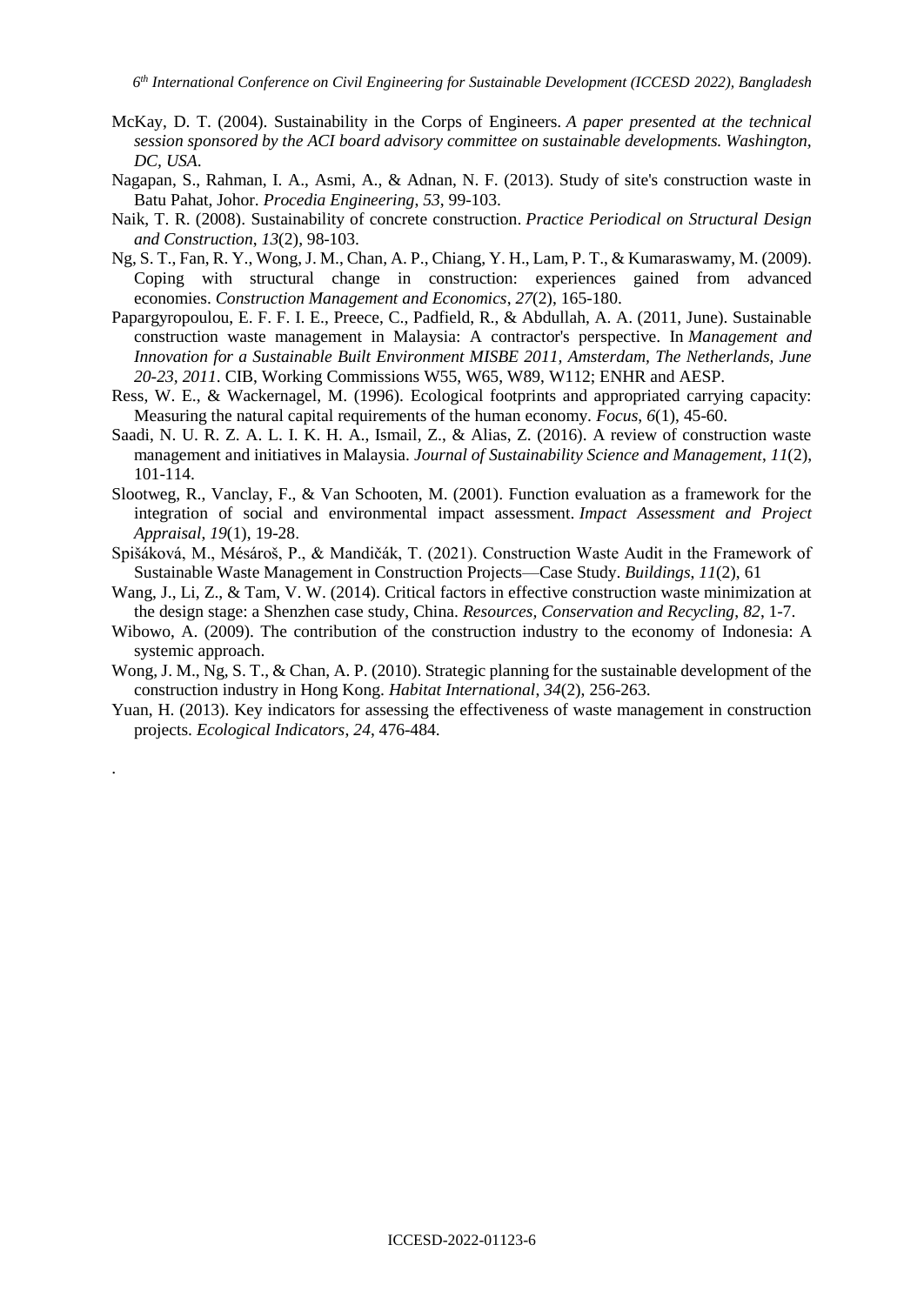McKay, D. T. (2004). Sustainability in the Corps of Engineers. *A paper presented at the technical session sponsored by the ACI board advisory committee on sustainable developments. Washington, DC, USA*.

Nagapan, S., Rahman, I. A., Asmi, A., & Adnan, N. F. (2013). Study of site's construction waste in Batu Pahat, Johor. *Procedia Engineering*, *53*, 99-103.

Naik, T. R. (2008). Sustainability of concrete construction. *Practice Periodical on Structural Design and Construction*, *13*(2), 98-103.

Ng, S. T., Fan, R. Y., Wong, J. M., Chan, A. P., Chiang, Y. H., Lam, P. T., & Kumaraswamy, M. (2009). Coping with structural change in construction: experiences gained from advanced economies. *Construction Management and Economics*, *27*(2), 165-180.

Papargyropoulou, E. F. F. I. E., Preece, C., Padfield, R., & Abdullah, A. A. (2011, June). Sustainable construction waste management in Malaysia: A contractor's perspective. In *Management and Innovation for a Sustainable Built Environment MISBE 2011, Amsterdam, The Netherlands, June 20-23, 2011*. CIB, Working Commissions W55, W65, W89, W112; ENHR and AESP.

Ress, W. E., & Wackernagel, M. (1996). Ecological footprints and appropriated carrying capacity: Measuring the natural capital requirements of the human economy. *Focus*, *6*(1), 45-60.

Saadi, N. U. R. Z. A. L. I. K. H. A., Ismail, Z., & Alias, Z. (2016). A review of construction waste management and initiatives in Malaysia. *Journal of Sustainability Science and Management*, *11*(2), 101-114.

Slootweg, R., Vanclay, F., & Van Schooten, M. (2001). Function evaluation as a framework for the integration of social and environmental impact assessment. *Impact Assessment and Project Appraisal*, *19*(1), 19-28.

Spišáková, M., Mésároš, P., & Mandičák, T. (2021). Construction Waste Audit in the Framework of Sustainable Waste Management in Construction Projects—Case Study. *Buildings*, *11*(2), 61

Wang, J., Li, Z., & Tam, V. W. (2014). Critical factors in effective construction waste minimization at the design stage: a Shenzhen case study, China. *Resources, Conservation and Recycling*, *82*, 1-7.

Wibowo, A. (2009). The contribution of the construction industry to the economy of Indonesia: A systemic approach.

Wong, J. M., Ng, S. T., & Chan, A. P. (2010). Strategic planning for the sustainable development of the construction industry in Hong Kong. *Habitat International*, *34*(2), 256-263.

Yuan, H. (2013). Key indicators for assessing the effectiveness of waste management in construction projects. *Ecological Indicators*, *24*, 476-484.

.